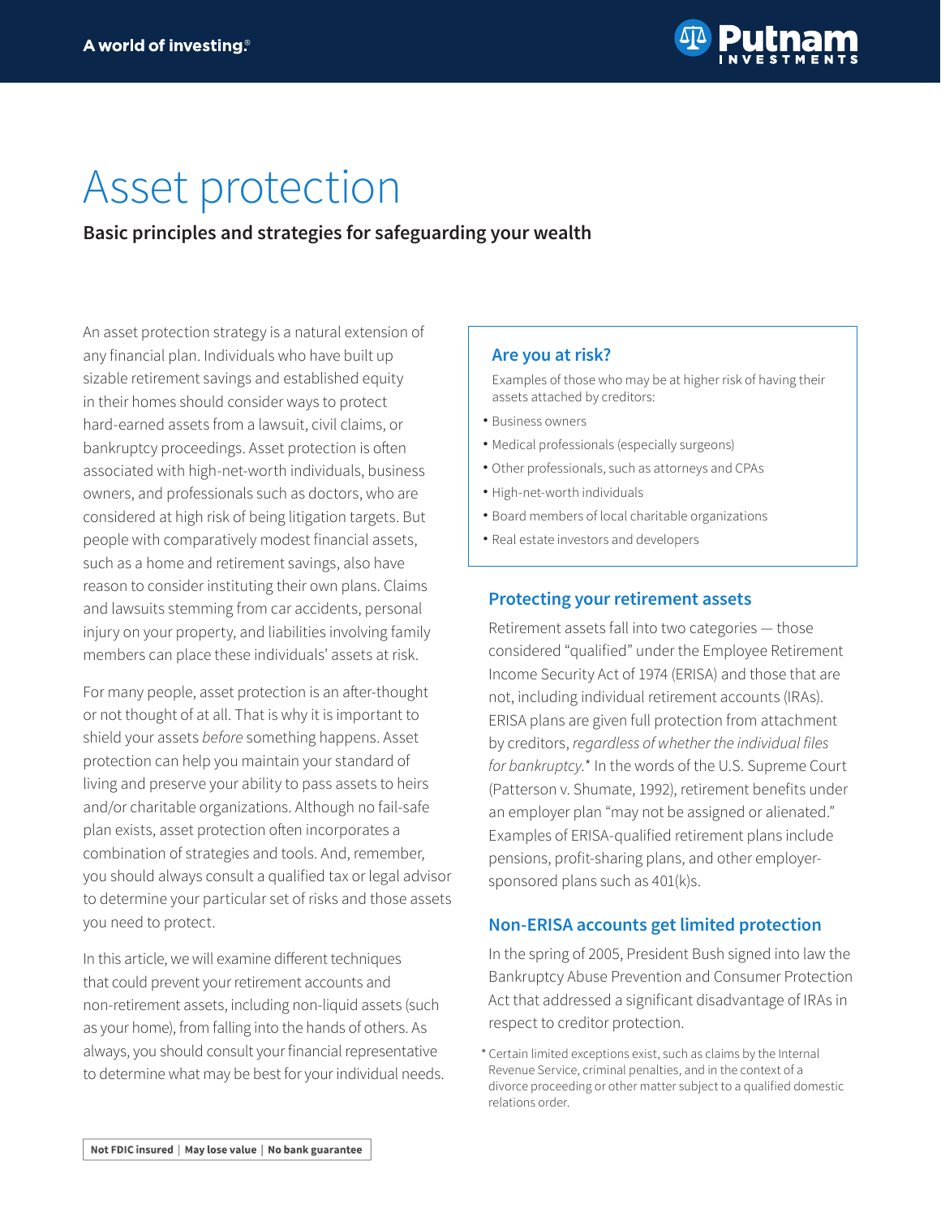# Asset protection

**Basic principles and strategies for safeguarding your wealth**

An asset protection strategy is a natural extension of any financial plan. Individuals who have built up sizable retirement savings and established equity in their homes should consider ways to protect hard-earned assets from a lawsuit, civil claims, or bankruptcy proceedings. Asset protection is often associated with high-net-worth individuals, business owners, and professionals such as doctors, who are considered at high risk of being litigation targets. But people with comparatively modest financial assets, such as a home and retirement savings, also have reason to consider instituting their own plans. Claims and lawsuits stemming from car accidents, personal injury on your property, and liabilities involving family members can place these individuals' assets at risk.

For many people, asset protection is an after-thought or not thought of at all. That is why it is important to shield your assets *before* something happens. Asset protection can help you maintain your standard of living and preserve your ability to pass assets to heirs and/or charitable organizations. Although no fail-safe plan exists, asset protection often incorporates a combination of strategies and tools. And, remember, you should always consult a qualified tax or legal advisor to determine your particular set of risks and those assets you need to protect.

In this article, we will examine different techniques that could prevent your retirement accounts and non-retirement assets, including non-liquid assets (such as your home), from falling into the hands of others. As always, you should consult your financial representative to determine what may be best for your individual needs.

### Are you at risk?

Examples of those who may be at higher risk of having their assets attached by creditors:

- Business owners
- Medical professionals (especially surgeons)
- Other professionals, such as attorneys and CPAs
- High-net-worth individuals
- Board members of local charitable organizations
- Real estate investors and developers

## Protecting your retirement assets

Retirement assets fall into two categories — those considered "qualified" under the Employee Retirement Income Security Act of 1974 (ERISA) and those that are not, including individual retirement accounts (IRAs). ERISA plans are given full protection from attachment by creditors, *regardless of whether the individual files for bankruptcy.** In the words of the U.S. Supreme Court (Patterson v. Shumate, 1992), retirement benefits under an employer plan "may not be assigned or alienated." Examples of ERISA-qualified retirement plans include pensions, profit-sharing plans, and other employer-sponsored plans such as 401(k)s.

## Non-ERISA accounts get limited protection

In the spring of 2005, President Bush signed into law the Bankruptcy Abuse Prevention and Consumer Protection Act that addressed a significant disadvantage of IRAs in respect to creditor protection.

\* Certain limited exceptions exist, such as claims by the Internal Revenue Service, criminal penalties, and in the context of a divorce proceeding or other matter subject to a qualified domestic relations order.

**Not FDIC insured | May lose value | No bank guarantee**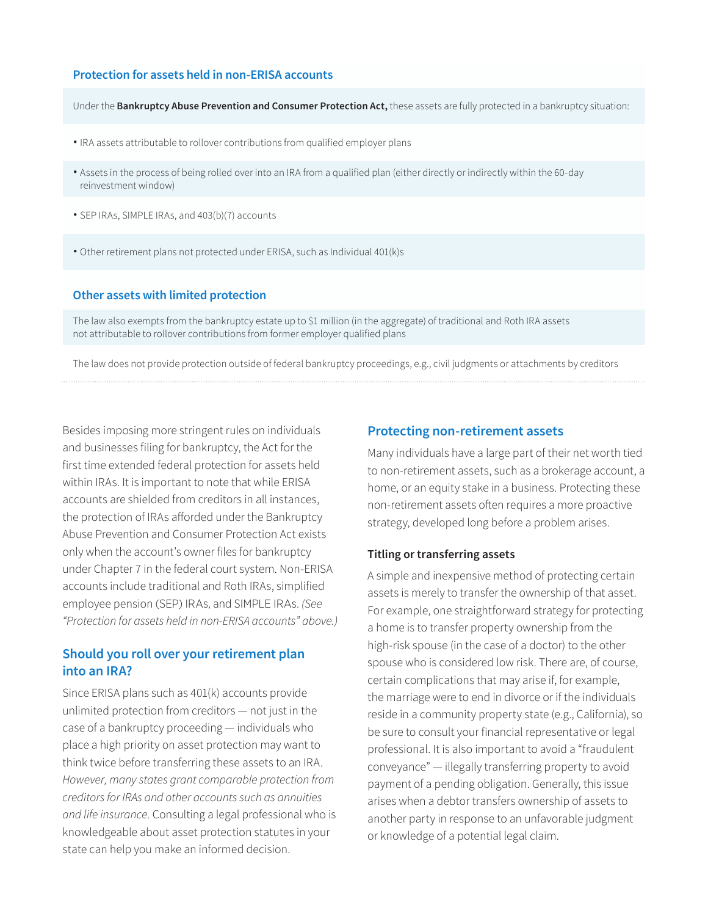### Protection for assets held in non-ERISA accounts

Under the **Bankruptcy Abuse Prevention and Consumer Protection Act,** these assets are fully protected in a bankruptcy situation:

- IRA assets attributable to rollover contributions from qualified employer plans
- Assets in the process of being rolled over into an IRA from a qualified plan (either directly or indirectly within the 60-day reinvestment window)
- SEP IRAs, SIMPLE IRAs, and 403(b)(7) accounts
- Other retirement plans not protected under ERISA, such as Individual 401(k)s

### Other assets with limited protection

The law also exempts from the bankruptcy estate up to $1 million (in the aggregate) of traditional and Roth IRA assets not attributable to rollover contributions from former employer qualified plans

The law does not provide protection outside of federal bankruptcy proceedings, e.g., civil judgments or attachments by creditors

---

Besides imposing more stringent rules on individuals and businesses filing for bankruptcy, the Act for the first time extended federal protection for assets held within IRAs. It is important to note that while ERISA accounts are shielded from creditors in all instances, the protection of IRAs afforded under the Bankruptcy Abuse Prevention and Consumer Protection Act exists only when the account's owner files for bankruptcy under Chapter 7 in the federal court system. Non-ERISA accounts include traditional and Roth IRAs, simplified employee pension (SEP) IRAs, and SIMPLE IRAs. *(See "Protection for assets held in non-ERISA accounts" above.)*

## Should you roll over your retirement plan into an IRA?

Since ERISA plans such as 401(k) accounts provide unlimited protection from creditors — not just in the case of a bankruptcy proceeding — individuals who place a high priority on asset protection may want to think twice before transferring these assets to an IRA. *However, many states grant comparable protection from creditors for IRAs and other accounts such as annuities and life insurance.* Consulting a legal professional who is knowledgeable about asset protection statutes in your state can help you make an informed decision.

## Protecting non-retirement assets

Many individuals have a large part of their net worth tied to non-retirement assets, such as a brokerage account, a home, or an equity stake in a business. Protecting these non-retirement assets often requires a more proactive strategy, developed long before a problem arises.

### Titling or transferring assets

A simple and inexpensive method of protecting certain assets is merely to transfer the ownership of that asset. For example, one straightforward strategy for protecting a home is to transfer property ownership from the high-risk spouse (in the case of a doctor) to the other spouse who is considered low risk. There are, of course, certain complications that may arise if, for example, the marriage were to end in divorce or if the individuals reside in a community property state (e.g., California), so be sure to consult your financial representative or legal professional. It is also important to avoid a "fraudulent conveyance" — illegally transferring property to avoid payment of a pending obligation. Generally, this issue arises when a debtor transfers ownership of assets to another party in response to an unfavorable judgment or knowledge of a potential legal claim.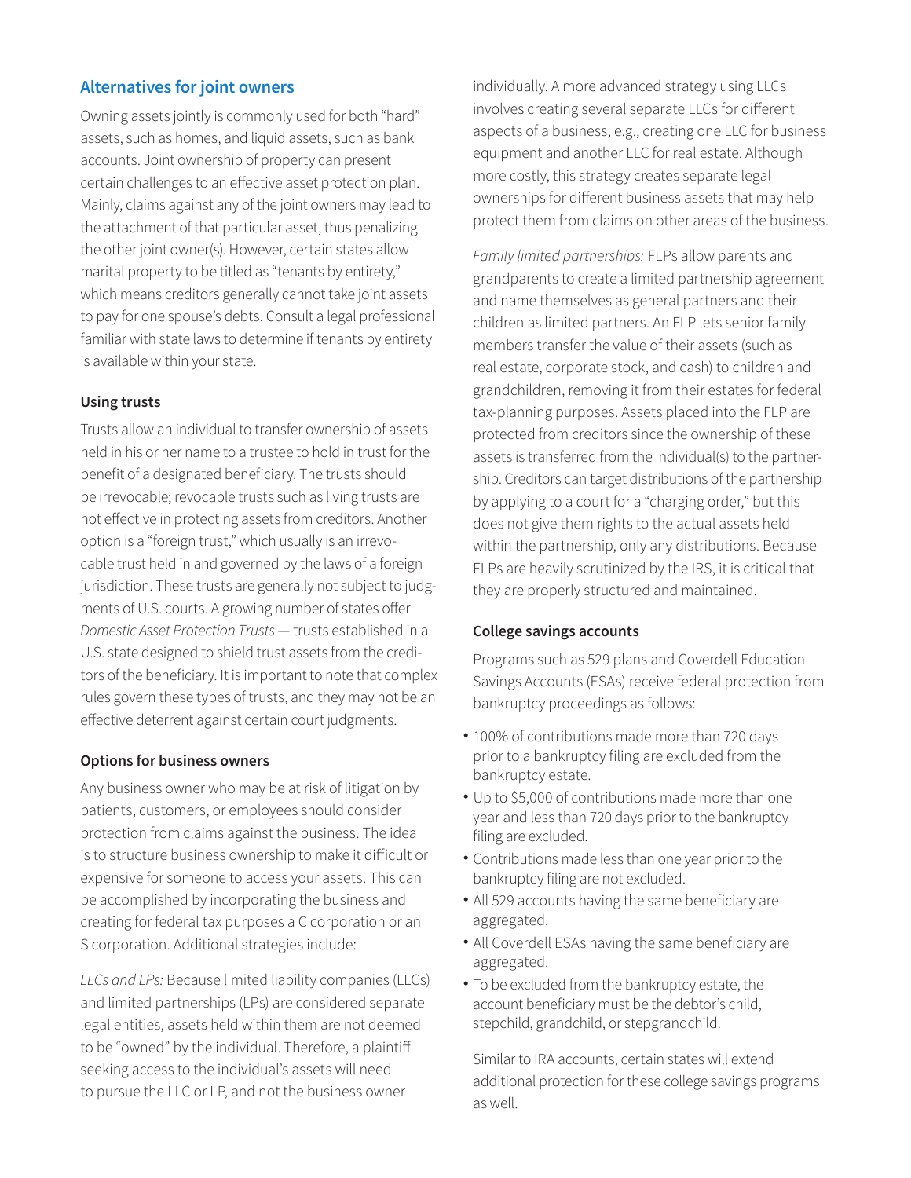## Alternatives for joint owners

Owning assets jointly is commonly used for both "hard" assets, such as homes, and liquid assets, such as bank accounts. Joint ownership of property can present certain challenges to an effective asset protection plan. Mainly, claims against any of the joint owners may lead to the attachment of that particular asset, thus penalizing the other joint owner(s). However, certain states allow marital property to be titled as "tenants by entirety," which means creditors generally cannot take joint assets to pay for one spouse's debts. Consult a legal professional familiar with state laws to determine if tenants by entirety is available within your state.

### Using trusts

Trusts allow an individual to transfer ownership of assets held in his or her name to a trustee to hold in trust for the benefit of a designated beneficiary. The trusts should be irrevocable; revocable trusts such as living trusts are not effective in protecting assets from creditors. Another option is a "foreign trust," which usually is an irrevocable trust held in and governed by the laws of a foreign jurisdiction. These trusts are generally not subject to judgments of U.S. courts. A growing number of states offer *Domestic Asset Protection Trusts* — trusts established in a U.S. state designed to shield trust assets from the creditors of the beneficiary. It is important to note that complex rules govern these types of trusts, and they may not be an effective deterrent against certain court judgments.

### Options for business owners

Any business owner who may be at risk of litigation by patients, customers, or employees should consider protection from claims against the business. The idea is to structure business ownership to make it difficult or expensive for someone to access your assets. This can be accomplished by incorporating the business and creating for federal tax purposes a C corporation or an S corporation. Additional strategies include:

*LLCs and LPs:* Because limited liability companies (LLCs) and limited partnerships (LPs) are considered separate legal entities, assets held within them are not deemed to be "owned" by the individual. Therefore, a plaintiff seeking access to the individual's assets will need to pursue the LLC or LP, and not the business owner individually. A more advanced strategy using LLCs involves creating several separate LLCs for different aspects of a business, e.g., creating one LLC for business equipment and another LLC for real estate. Although more costly, this strategy creates separate legal ownerships for different business assets that may help protect them from claims on other areas of the business.

*Family limited partnerships:* FLPs allow parents and grandparents to create a limited partnership agreement and name themselves as general partners and their children as limited partners. An FLP lets senior family members transfer the value of their assets (such as real estate, corporate stock, and cash) to children and grandchildren, removing it from their estates for federal tax-planning purposes. Assets placed into the FLP are protected from creditors since the ownership of these assets is transferred from the individual(s) to the partnership. Creditors can target distributions of the partnership by applying to a court for a "charging order," but this does not give them rights to the actual assets held within the partnership, only any distributions. Because FLPs are heavily scrutinized by the IRS, it is critical that they are properly structured and maintained.

### College savings accounts

Programs such as 529 plans and Coverdell Education Savings Accounts (ESAs) receive federal protection from bankruptcy proceedings as follows:

- 100% of contributions made more than 720 days prior to a bankruptcy filing are excluded from the bankruptcy estate.
- Up to $5,000 of contributions made more than one year and less than 720 days prior to the bankruptcy filing are excluded.
- Contributions made less than one year prior to the bankruptcy filing are not excluded.
- All 529 accounts having the same beneficiary are aggregated.
- All Coverdell ESAs having the same beneficiary are aggregated.
- To be excluded from the bankruptcy estate, the account beneficiary must be the debtor's child, stepchild, grandchild, or stepgrandchild.

Similar to IRA accounts, certain states will extend additional protection for these college savings programs as well.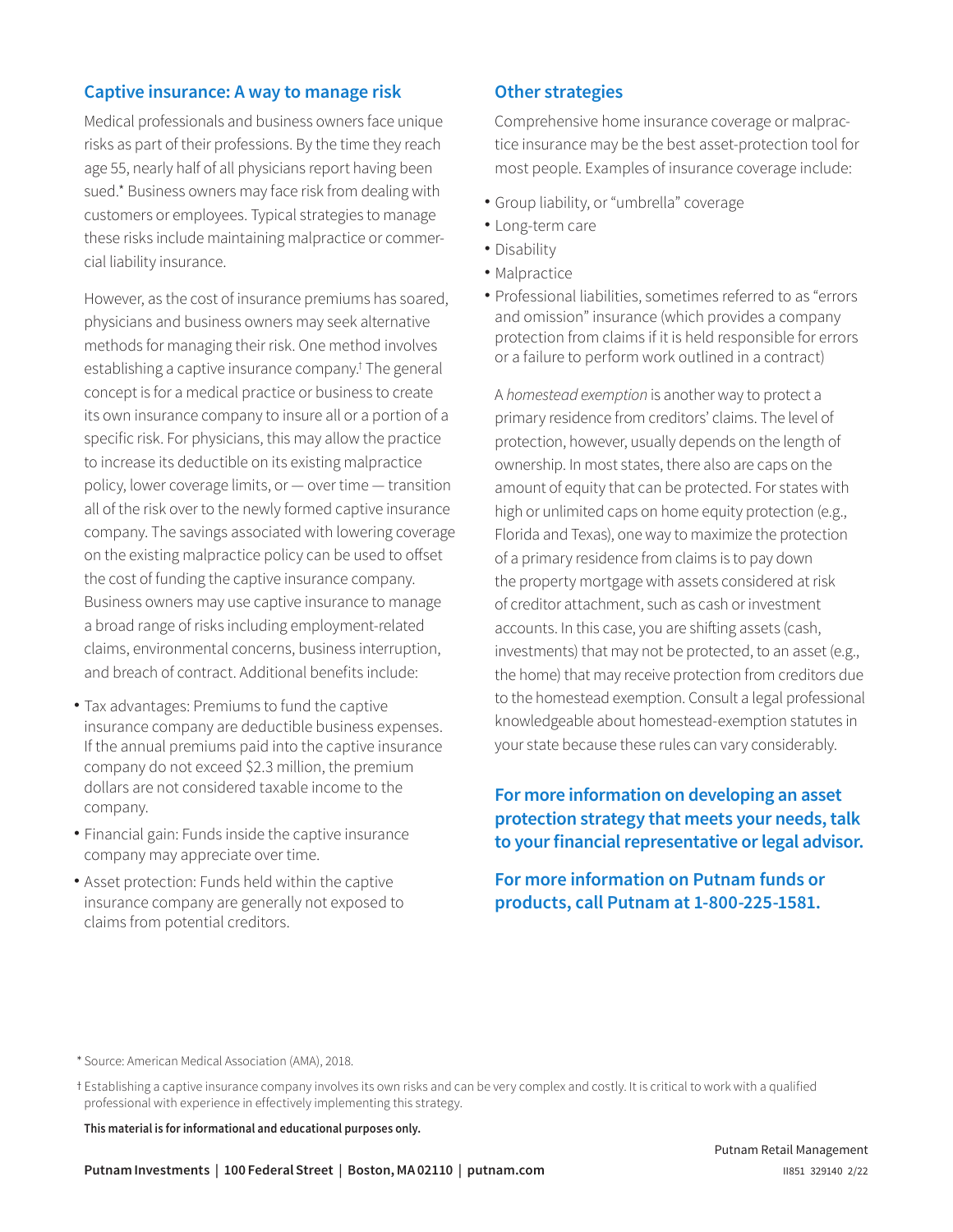## Captive insurance: A way to manage risk

Medical professionals and business owners face unique risks as part of their professions. By the time they reach age 55, nearly half of all physicians report having been sued.* Business owners may face risk from dealing with customers or employees. Typical strategies to manage these risks include maintaining malpractice or commercial liability insurance.

However, as the cost of insurance premiums has soared, physicians and business owners may seek alternative methods for managing their risk. One method involves establishing a captive insurance company.† The general concept is for a medical practice or business to create its own insurance company to insure all or a portion of a specific risk. For physicians, this may allow the practice to increase its deductible on its existing malpractice policy, lower coverage limits, or — over time — transition all of the risk over to the newly formed captive insurance company. The savings associated with lowering coverage on the existing malpractice policy can be used to offset the cost of funding the captive insurance company. Business owners may use captive insurance to manage a broad range of risks including employment-related claims, environmental concerns, business interruption, and breach of contract. Additional benefits include:

- Tax advantages: Premiums to fund the captive insurance company are deductible business expenses. If the annual premiums paid into the captive insurance company do not exceed $2.3 million, the premium dollars are not considered taxable income to the company.
- Financial gain: Funds inside the captive insurance company may appreciate over time.
- Asset protection: Funds held within the captive insurance company are generally not exposed to claims from potential creditors.

## Other strategies

Comprehensive home insurance coverage or malpractice insurance may be the best asset-protection tool for most people. Examples of insurance coverage include:

- Group liability, or "umbrella" coverage
- Long-term care
- Disability
- Malpractice
- Professional liabilities, sometimes referred to as "errors and omission" insurance (which provides a company protection from claims if it is held responsible for errors or a failure to perform work outlined in a contract)

A *homestead exemption* is another way to protect a primary residence from creditors' claims. The level of protection, however, usually depends on the length of ownership. In most states, there also are caps on the amount of equity that can be protected. For states with high or unlimited caps on home equity protection (e.g., Florida and Texas), one way to maximize the protection of a primary residence from claims is to pay down the property mortgage with assets considered at risk of creditor attachment, such as cash or investment accounts. In this case, you are shifting assets (cash, investments) that may not be protected, to an asset (e.g., the home) that may receive protection from creditors due to the homestead exemption. Consult a legal professional knowledgeable about homestead-exemption statutes in your state because these rules can vary considerably.

**For more information on developing an asset protection strategy that meets your needs, talk to your financial representative or legal advisor.**

**For more information on Putnam funds or products, call Putnam at 1-800-225-1581.**

* Source: American Medical Association (AMA), 2018.

† Establishing a captive insurance company involves its own risks and can be very complex and costly. It is critical to work with a qualified professional with experience in effectively implementing this strategy.

**This material is for informational and educational purposes only.**

Putnam Retail Management

**Putnam Investments | 100 Federal Street | Boston, MA 02110 | putnam.com**

II851 329140 2/22